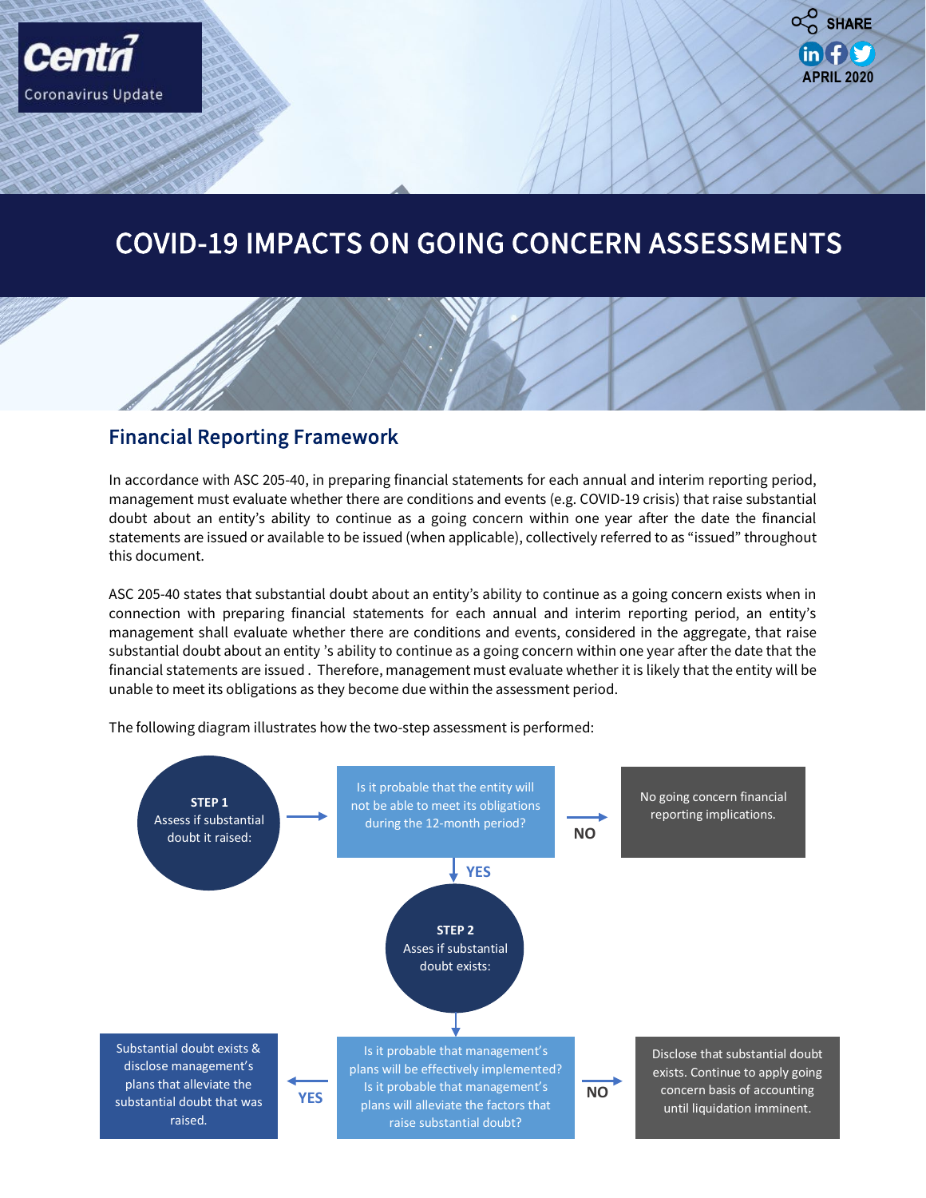Centri
Coronavirus Update

SHARE

APRIL 2020

# COVID-19 IMPACTS ON GOING CONCERN ASSESSMENTS

## Financial Reporting Framework

In accordance with ASC 205-40, in preparing financial statements for each annual and interim reporting period, management must evaluate whether there are conditions and events (e.g. COVID-19 crisis) that raise substantial doubt about an entity's ability to continue as a going concern within one year after the date the financial statements are issued or available to be issued (when applicable), collectively referred to as "issued" throughout this document.

ASC 205-40 states that substantial doubt about an entity's ability to continue as a going concern exists when in connection with preparing financial statements for each annual and interim reporting period, an entity's management shall evaluate whether there are conditions and events, considered in the aggregate, that raise substantial doubt about an entity 's ability to continue as a going concern within one year after the date that the financial statements are issued . Therefore, management must evaluate whether it is likely that the entity will be unable to meet its obligations as they become due within the assessment period.

The following diagram illustrates how the two-step assessment is performed:

**STEP 1**
Assess if substantial doubt it raised:

Is it probable that the entity will not be able to meet its obligations during the 12-month period?

- **NO** → No going concern financial reporting implications.
- **YES** → **STEP 2**

**STEP 2**
Asses if substantial doubt exists:

Is it probable that management's plans will be effectively implemented? Is it probable that management's plans will alleviate the factors that raise substantial doubt?

- **YES** → Substantial doubt exists & disclose management's plans that alleviate the substantial doubt that was raised.
- **NO** → Disclose that substantial doubt exists. Continue to apply going concern basis of accounting until liquidation imminent.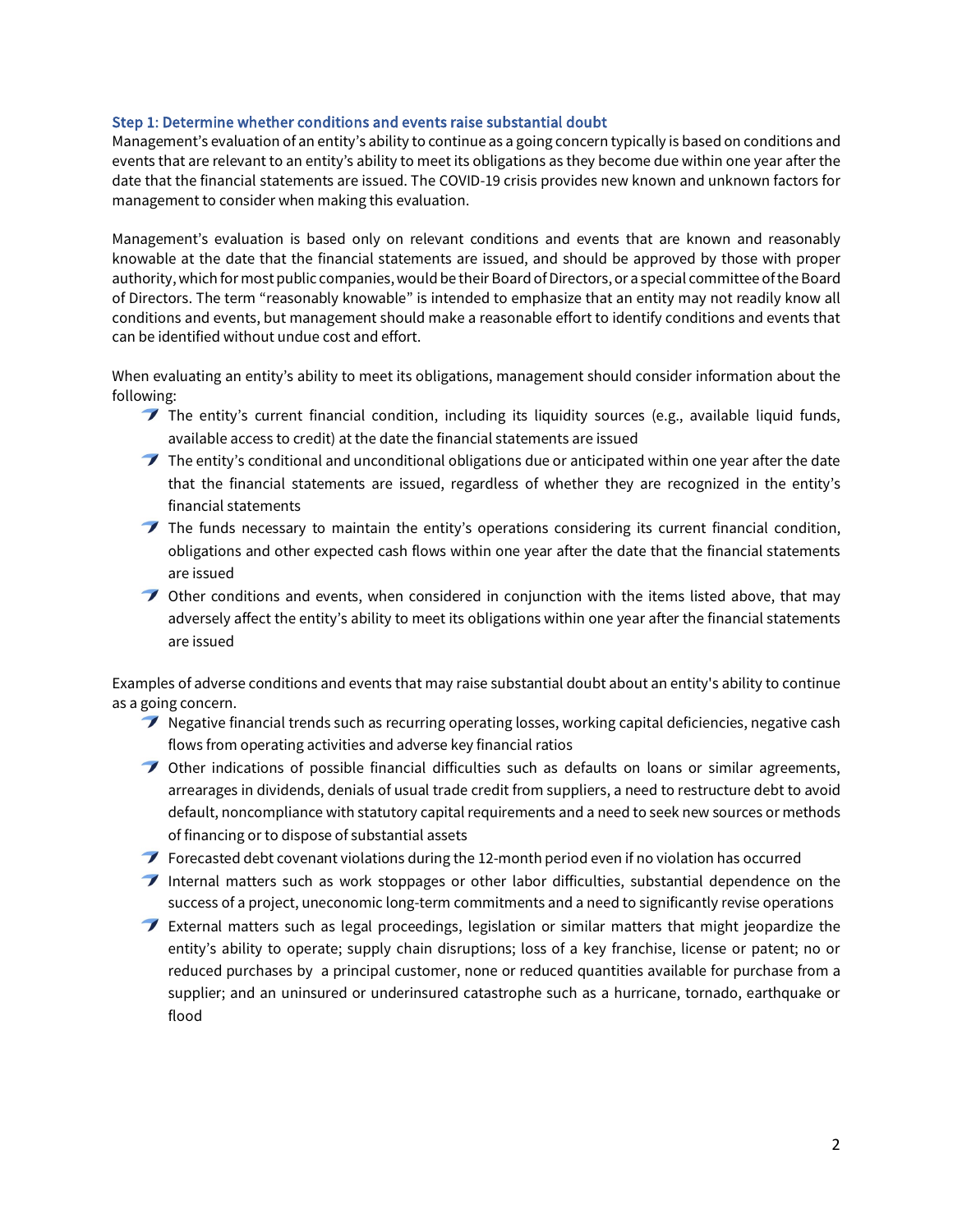### Step 1: Determine whether conditions and events raise substantial doubt

Management's evaluation of an entity's ability to continue as a going concern typically is based on conditions and events that are relevant to an entity's ability to meet its obligations as they become due within one year after the date that the financial statements are issued. The COVID-19 crisis provides new known and unknown factors for management to consider when making this evaluation.

Management's evaluation is based only on relevant conditions and events that are known and reasonably knowable at the date that the financial statements are issued, and should be approved by those with proper authority, which for most public companies, would be their Board of Directors, or a special committee of the Board of Directors. The term "reasonably knowable" is intended to emphasize that an entity may not readily know all conditions and events, but management should make a reasonable effort to identify conditions and events that can be identified without undue cost and effort.

When evaluating an entity's ability to meet its obligations, management should consider information about the following:

- The entity's current financial condition, including its liquidity sources (e.g., available liquid funds, available access to credit) at the date the financial statements are issued
- The entity's conditional and unconditional obligations due or anticipated within one year after the date that the financial statements are issued, regardless of whether they are recognized in the entity's financial statements
- The funds necessary to maintain the entity's operations considering its current financial condition, obligations and other expected cash flows within one year after the date that the financial statements are issued
- Other conditions and events, when considered in conjunction with the items listed above, that may adversely affect the entity's ability to meet its obligations within one year after the financial statements are issued

Examples of adverse conditions and events that may raise substantial doubt about an entity's ability to continue as a going concern.

- Negative financial trends such as recurring operating losses, working capital deficiencies, negative cash flows from operating activities and adverse key financial ratios
- Other indications of possible financial difficulties such as defaults on loans or similar agreements, arrearages in dividends, denials of usual trade credit from suppliers, a need to restructure debt to avoid default, noncompliance with statutory capital requirements and a need to seek new sources or methods of financing or to dispose of substantial assets
- Forecasted debt covenant violations during the 12-month period even if no violation has occurred
- Internal matters such as work stoppages or other labor difficulties, substantial dependence on the success of a project, uneconomic long-term commitments and a need to significantly revise operations
- External matters such as legal proceedings, legislation or similar matters that might jeopardize the entity's ability to operate; supply chain disruptions; loss of a key franchise, license or patent; no or reduced purchases by a principal customer, none or reduced quantities available for purchase from a supplier; and an uninsured or underinsured catastrophe such as a hurricane, tornado, earthquake or flood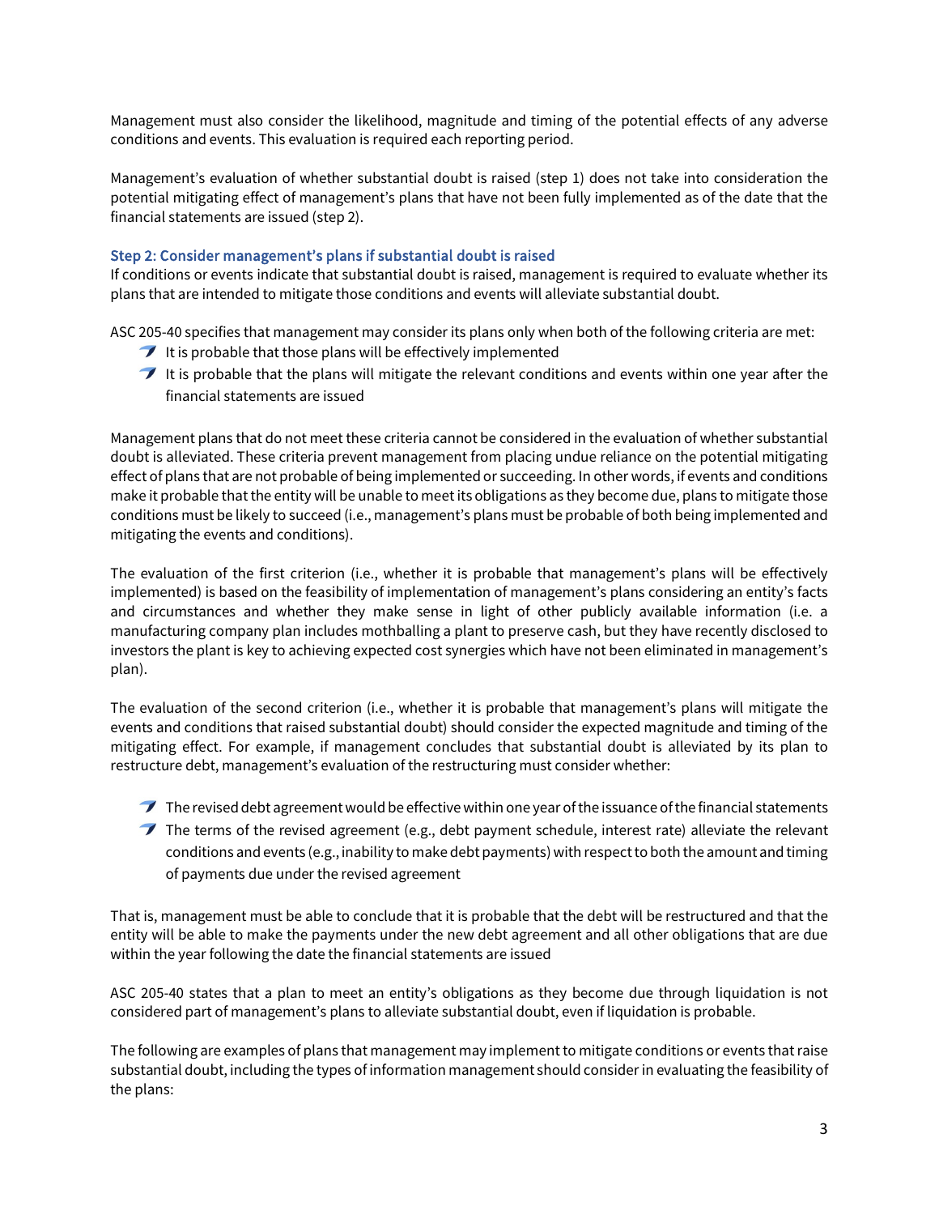Management must also consider the likelihood, magnitude and timing of the potential effects of any adverse conditions and events. This evaluation is required each reporting period.

Management's evaluation of whether substantial doubt is raised (step 1) does not take into consideration the potential mitigating effect of management's plans that have not been fully implemented as of the date that the financial statements are issued (step 2).

### Step 2: Consider management's plans if substantial doubt is raised

If conditions or events indicate that substantial doubt is raised, management is required to evaluate whether its plans that are intended to mitigate those conditions and events will alleviate substantial doubt.

ASC 205-40 specifies that management may consider its plans only when both of the following criteria are met:

- It is probable that those plans will be effectively implemented
- It is probable that the plans will mitigate the relevant conditions and events within one year after the financial statements are issued

Management plans that do not meet these criteria cannot be considered in the evaluation of whether substantial doubt is alleviated. These criteria prevent management from placing undue reliance on the potential mitigating effect of plans that are not probable of being implemented or succeeding. In other words, if events and conditions make it probable that the entity will be unable to meet its obligations as they become due, plans to mitigate those conditions must be likely to succeed (i.e., management's plans must be probable of both being implemented and mitigating the events and conditions).

The evaluation of the first criterion (i.e., whether it is probable that management's plans will be effectively implemented) is based on the feasibility of implementation of management's plans considering an entity's facts and circumstances and whether they make sense in light of other publicly available information (i.e. a manufacturing company plan includes mothballing a plant to preserve cash, but they have recently disclosed to investors the plant is key to achieving expected cost synergies which have not been eliminated in management's plan).

The evaluation of the second criterion (i.e., whether it is probable that management's plans will mitigate the events and conditions that raised substantial doubt) should consider the expected magnitude and timing of the mitigating effect. For example, if management concludes that substantial doubt is alleviated by its plan to restructure debt, management's evaluation of the restructuring must consider whether:

- The revised debt agreement would be effective within one year of the issuance of the financial statements
- The terms of the revised agreement (e.g., debt payment schedule, interest rate) alleviate the relevant conditions and events (e.g., inability to make debt payments) with respect to both the amount and timing of payments due under the revised agreement

That is, management must be able to conclude that it is probable that the debt will be restructured and that the entity will be able to make the payments under the new debt agreement and all other obligations that are due within the year following the date the financial statements are issued

ASC 205-40 states that a plan to meet an entity's obligations as they become due through liquidation is not considered part of management's plans to alleviate substantial doubt, even if liquidation is probable.

The following are examples of plans that management may implement to mitigate conditions or events that raise substantial doubt, including the types of information management should consider in evaluating the feasibility of the plans: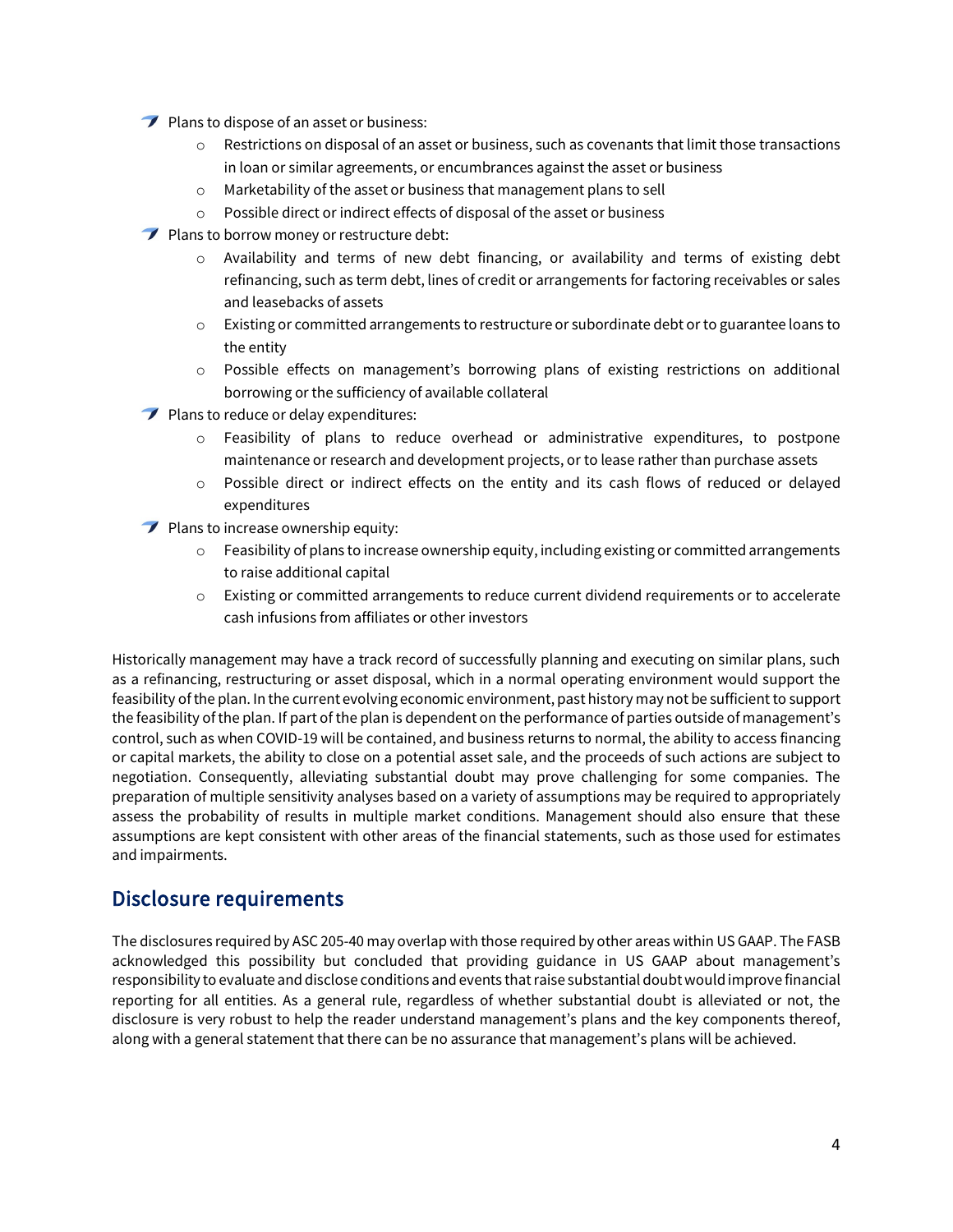- Plans to dispose of an asset or business:
  - Restrictions on disposal of an asset or business, such as covenants that limit those transactions in loan or similar agreements, or encumbrances against the asset or business
  - Marketability of the asset or business that management plans to sell
  - Possible direct or indirect effects of disposal of the asset or business
- Plans to borrow money or restructure debt:
  - Availability and terms of new debt financing, or availability and terms of existing debt refinancing, such as term debt, lines of credit or arrangements for factoring receivables or sales and leasebacks of assets
  - Existing or committed arrangements to restructure or subordinate debt or to guarantee loans to the entity
  - Possible effects on management's borrowing plans of existing restrictions on additional borrowing or the sufficiency of available collateral
- Plans to reduce or delay expenditures:
  - Feasibility of plans to reduce overhead or administrative expenditures, to postpone maintenance or research and development projects, or to lease rather than purchase assets
  - Possible direct or indirect effects on the entity and its cash flows of reduced or delayed expenditures
- Plans to increase ownership equity:
  - Feasibility of plans to increase ownership equity, including existing or committed arrangements to raise additional capital
  - Existing or committed arrangements to reduce current dividend requirements or to accelerate cash infusions from affiliates or other investors

Historically management may have a track record of successfully planning and executing on similar plans, such as a refinancing, restructuring or asset disposal, which in a normal operating environment would support the feasibility of the plan. In the current evolving economic environment, past history may not be sufficient to support the feasibility of the plan. If part of the plan is dependent on the performance of parties outside of management's control, such as when COVID-19 will be contained, and business returns to normal, the ability to access financing or capital markets, the ability to close on a potential asset sale, and the proceeds of such actions are subject to negotiation. Consequently, alleviating substantial doubt may prove challenging for some companies. The preparation of multiple sensitivity analyses based on a variety of assumptions may be required to appropriately assess the probability of results in multiple market conditions. Management should also ensure that these assumptions are kept consistent with other areas of the financial statements, such as those used for estimates and impairments.

## Disclosure requirements

The disclosures required by ASC 205-40 may overlap with those required by other areas within US GAAP. The FASB acknowledged this possibility but concluded that providing guidance in US GAAP about management's responsibility to evaluate and disclose conditions and events that raise substantial doubt would improve financial reporting for all entities. As a general rule, regardless of whether substantial doubt is alleviated or not, the disclosure is very robust to help the reader understand management's plans and the key components thereof, along with a general statement that there can be no assurance that management's plans will be achieved.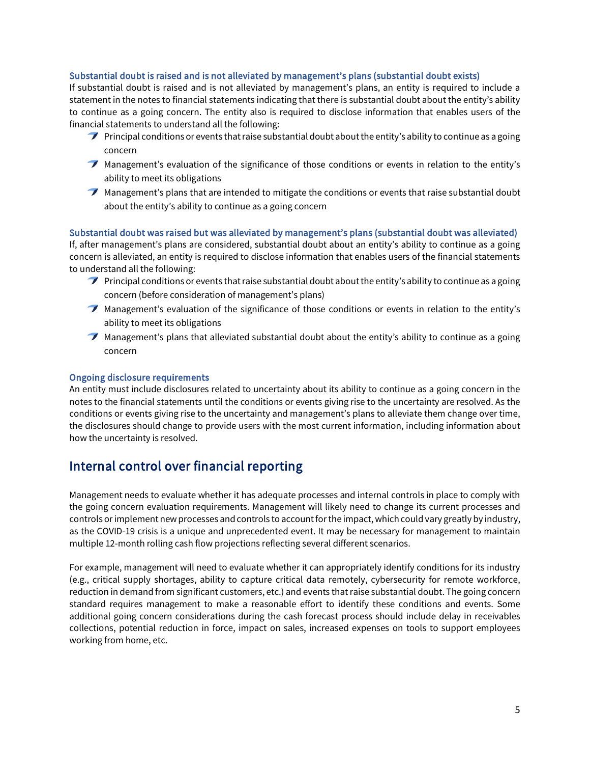### Substantial doubt is raised and is not alleviated by management's plans (substantial doubt exists)

If substantial doubt is raised and is not alleviated by management's plans, an entity is required to include a statement in the notes to financial statements indicating that there is substantial doubt about the entity's ability to continue as a going concern. The entity also is required to disclose information that enables users of the financial statements to understand all the following:

- Principal conditions or events that raise substantial doubt about the entity's ability to continue as a going concern
- Management's evaluation of the significance of those conditions or events in relation to the entity's ability to meet its obligations
- Management's plans that are intended to mitigate the conditions or events that raise substantial doubt about the entity's ability to continue as a going concern

### Substantial doubt was raised but was alleviated by management's plans (substantial doubt was alleviated)

If, after management's plans are considered, substantial doubt about an entity's ability to continue as a going concern is alleviated, an entity is required to disclose information that enables users of the financial statements to understand all the following:

- Principal conditions or events that raise substantial doubt about the entity's ability to continue as a going concern (before consideration of management's plans)
- Management's evaluation of the significance of those conditions or events in relation to the entity's ability to meet its obligations
- Management's plans that alleviated substantial doubt about the entity's ability to continue as a going concern

### Ongoing disclosure requirements

An entity must include disclosures related to uncertainty about its ability to continue as a going concern in the notes to the financial statements until the conditions or events giving rise to the uncertainty are resolved. As the conditions or events giving rise to the uncertainty and management's plans to alleviate them change over time, the disclosures should change to provide users with the most current information, including information about how the uncertainty is resolved.

## Internal control over financial reporting

Management needs to evaluate whether it has adequate processes and internal controls in place to comply with the going concern evaluation requirements. Management will likely need to change its current processes and controls or implement new processes and controls to account for the impact, which could vary greatly by industry, as the COVID-19 crisis is a unique and unprecedented event. It may be necessary for management to maintain multiple 12-month rolling cash flow projections reflecting several different scenarios.

For example, management will need to evaluate whether it can appropriately identify conditions for its industry (e.g., critical supply shortages, ability to capture critical data remotely, cybersecurity for remote workforce, reduction in demand from significant customers, etc.) and events that raise substantial doubt. The going concern standard requires management to make a reasonable effort to identify these conditions and events. Some additional going concern considerations during the cash forecast process should include delay in receivables collections, potential reduction in force, impact on sales, increased expenses on tools to support employees working from home, etc.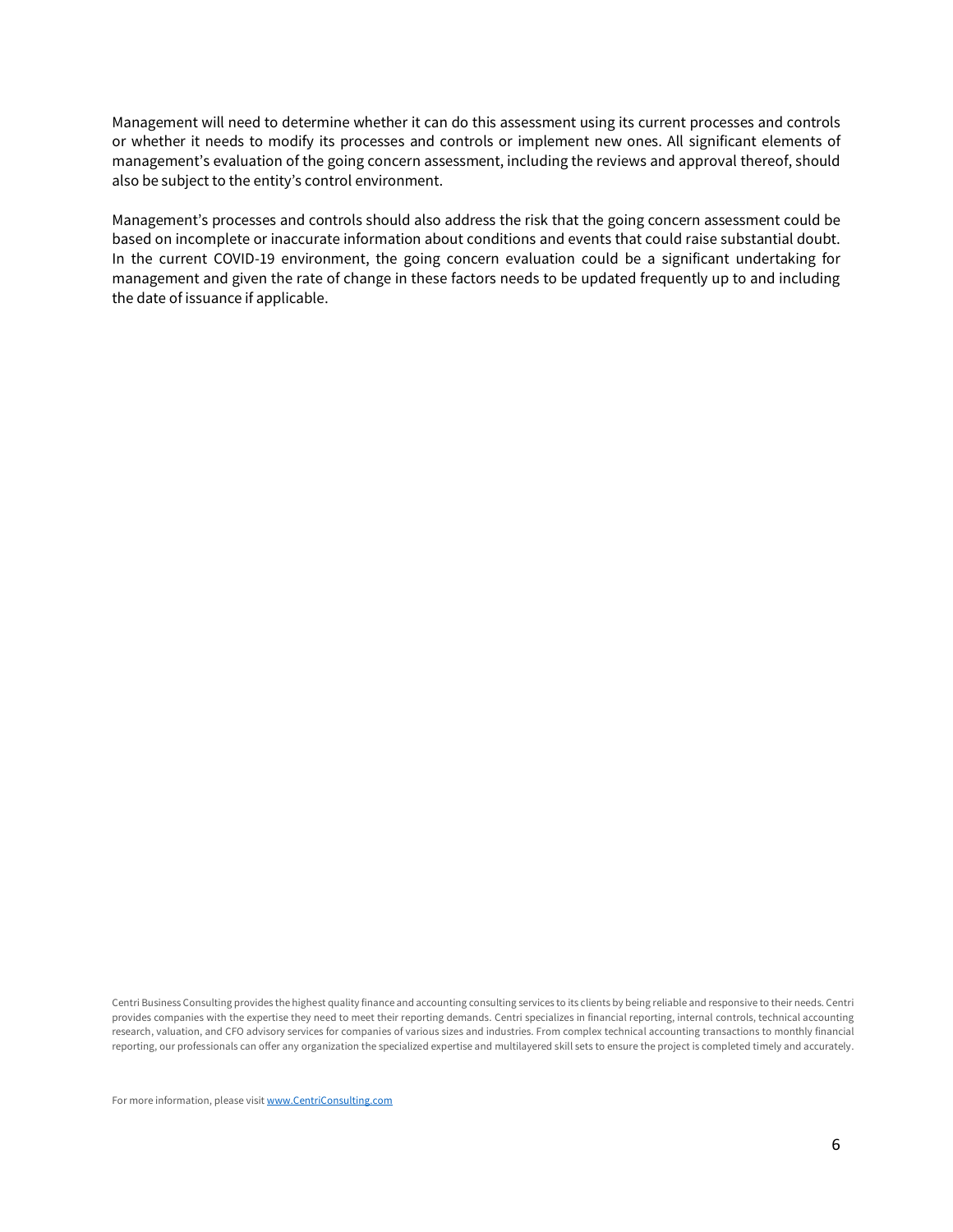Management will need to determine whether it can do this assessment using its current processes and controls or whether it needs to modify its processes and controls or implement new ones. All significant elements of management's evaluation of the going concern assessment, including the reviews and approval thereof, should also be subject to the entity's control environment.

Management's processes and controls should also address the risk that the going concern assessment could be based on incomplete or inaccurate information about conditions and events that could raise substantial doubt. In the current COVID-19 environment, the going concern evaluation could be a significant undertaking for management and given the rate of change in these factors needs to be updated frequently up to and including the date of issuance if applicable.

Centri Business Consulting provides the highest quality finance and accounting consulting services to its clients by being reliable and responsive to their needs. Centri provides companies with the expertise they need to meet their reporting demands. Centri specializes in financial reporting, internal controls, technical accounting research, valuation, and CFO advisory services for companies of various sizes and industries. From complex technical accounting transactions to monthly financial reporting, our professionals can offer any organization the specialized expertise and multilayered skill sets to ensure the project is completed timely and accurately.

For more information, please visit [www.CentriConsulting.com](http://www.CentriConsulting.com)